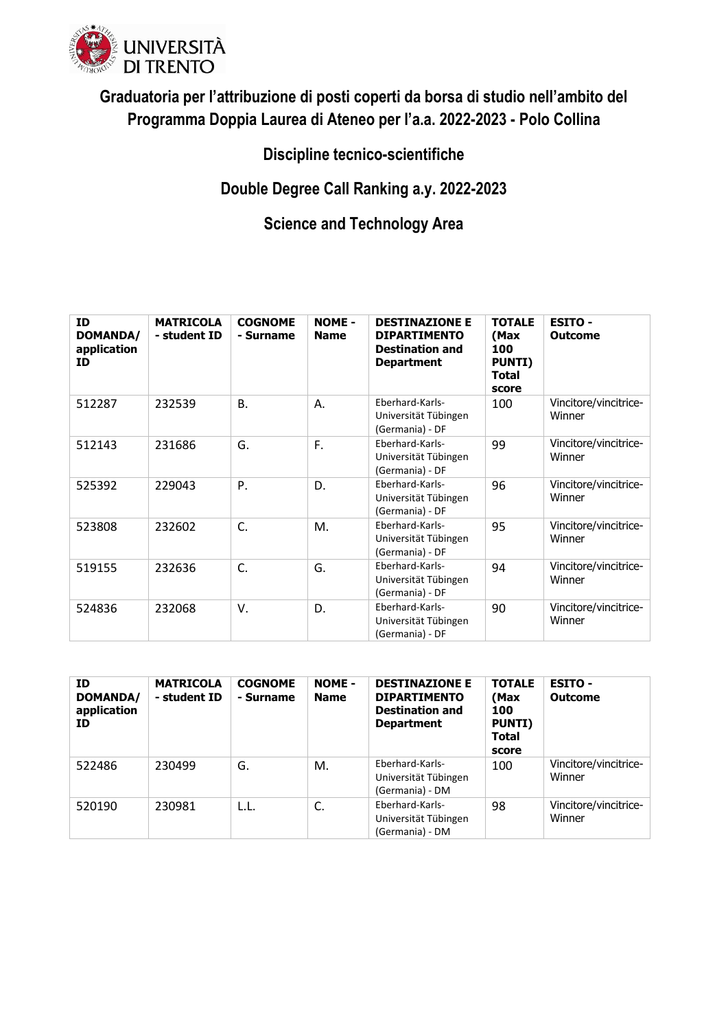UNIVERSITÀ DI TRENTO

# Graduatoria per l'attribuzione di posti coperti da borsa di studio nell'ambito del Programma Doppia Laurea di Ateneo per l'a.a. 2022-2023 - Polo Collina

## Discipline tecnico-scientifiche

## Double Degree Call Ranking a.y. 2022-2023

## Science and Technology Area

| ID DOMANDA/ application ID | MATRICOLA - student ID | COGNOME - Surname | NOME - Name | DESTINAZIONE E DIPARTIMENTO Destination and Department | TOTALE (Max 100 PUNTI) Total score | ESITO - Outcome |
|---|---|---|---|---|---|---|
| 512287 | 232539 | B. | A. | Eberhard-Karls-Universität Tübingen (Germania) - DF | 100 | Vincitore/vincitrice-Winner |
| 512143 | 231686 | G. | F. | Eberhard-Karls-Universität Tübingen (Germania) - DF | 99 | Vincitore/vincitrice-Winner |
| 525392 | 229043 | P. | D. | Eberhard-Karls-Universität Tübingen (Germania) - DF | 96 | Vincitore/vincitrice-Winner |
| 523808 | 232602 | C. | M. | Eberhard-Karls-Universität Tübingen (Germania) - DF | 95 | Vincitore/vincitrice-Winner |
| 519155 | 232636 | C. | G. | Eberhard-Karls-Universität Tübingen (Germania) - DF | 94 | Vincitore/vincitrice-Winner |
| 524836 | 232068 | V. | D. | Eberhard-Karls-Universität Tübingen (Germania) - DF | 90 | Vincitore/vincitrice-Winner |

| ID DOMANDA/ application ID | MATRICOLA - student ID | COGNOME - Surname | NOME - Name | DESTINAZIONE E DIPARTIMENTO Destination and Department | TOTALE (Max 100 PUNTI) Total score | ESITO - Outcome |
|---|---|---|---|---|---|---|
| 522486 | 230499 | G. | M. | Eberhard-Karls-Universität Tübingen (Germania) - DM | 100 | Vincitore/vincitrice-Winner |
| 520190 | 230981 | L.L. | C. | Eberhard-Karls-Universität Tübingen (Germania) - DM | 98 | Vincitore/vincitrice-Winner |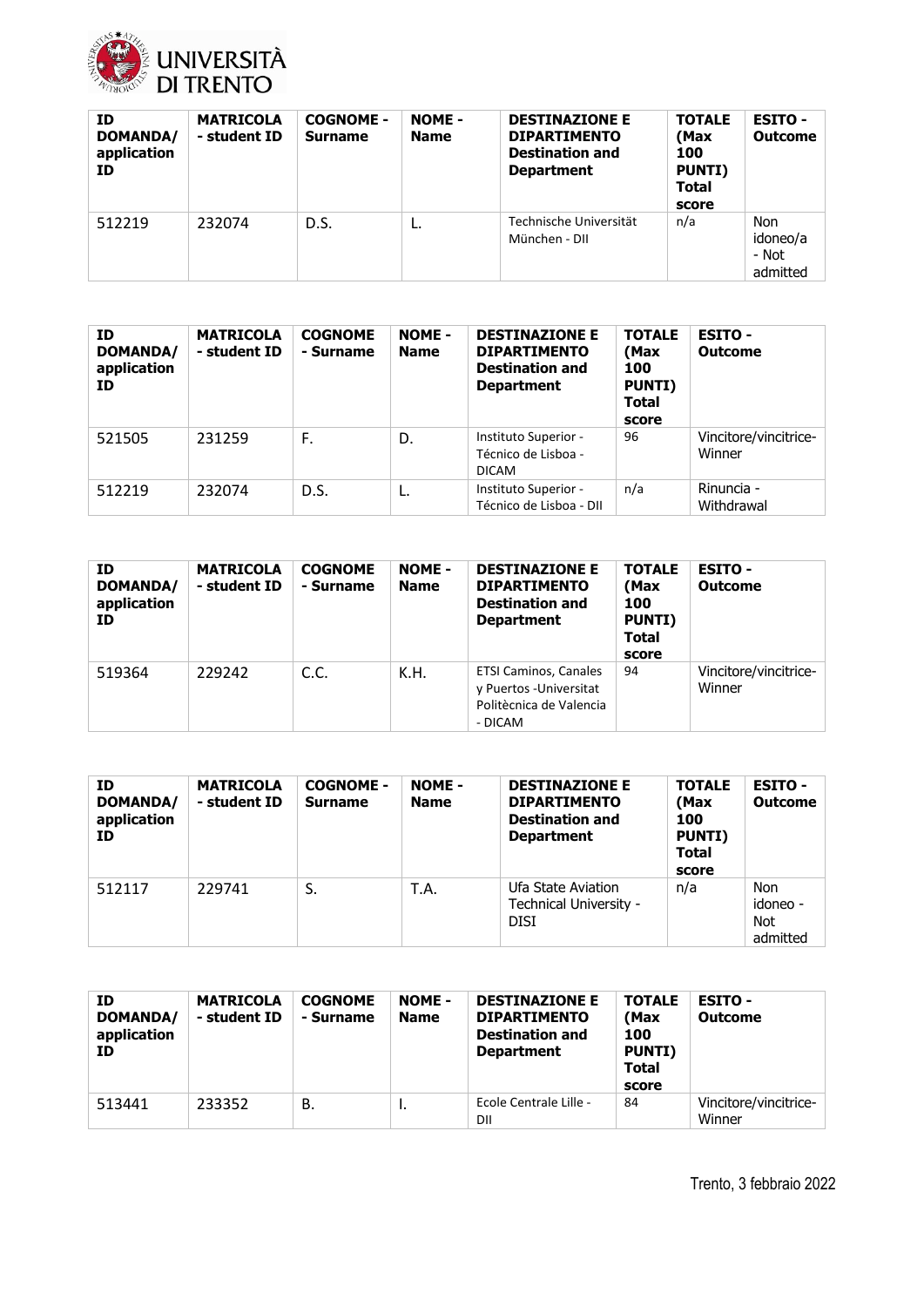| ID DOMANDA/ application ID | MATRICOLA - student ID | COGNOME - Surname | NOME - Name | DESTINAZIONE E DIPARTIMENTO Destination and Department | TOTALE (Max 100 PUNTI) Total score | ESITO - Outcome |
|---|---|---|---|---|---|---|
| 512219 | 232074 | D.S. | L. | Technische Universität München - DII | n/a | Non idoneo/a - Not admitted |

| ID DOMANDA/ application ID | MATRICOLA - student ID | COGNOME - Surname | NOME - Name | DESTINAZIONE E DIPARTIMENTO Destination and Department | TOTALE (Max 100 PUNTI) Total score | ESITO - Outcome |
|---|---|---|---|---|---|---|
| 521505 | 231259 | F. | D. | Instituto Superior - Técnico de Lisboa - DICAM | 96 | Vincitore/vincitrice- Winner |
| 512219 | 232074 | D.S. | L. | Instituto Superior - Técnico de Lisboa - DII | n/a | Rinuncia - Withdrawal |

| ID DOMANDA/ application ID | MATRICOLA - student ID | COGNOME - Surname | NOME - Name | DESTINAZIONE E DIPARTIMENTO Destination and Department | TOTALE (Max 100 PUNTI) Total score | ESITO - Outcome |
|---|---|---|---|---|---|---|
| 519364 | 229242 | C.C. | K.H. | ETSI Caminos, Canales y Puertos -Universitat Politècnica de Valencia - DICAM | 94 | Vincitore/vincitrice- Winner |

| ID DOMANDA/ application ID | MATRICOLA - student ID | COGNOME - Surname | NOME - Name | DESTINAZIONE E DIPARTIMENTO Destination and Department | TOTALE (Max 100 PUNTI) Total score | ESITO - Outcome |
|---|---|---|---|---|---|---|
| 512117 | 229741 | S. | T.A. | Ufa State Aviation Technical University - DISI | n/a | Non idoneo - Not admitted |

| ID DOMANDA/ application ID | MATRICOLA - student ID | COGNOME - Surname | NOME - Name | DESTINAZIONE E DIPARTIMENTO Destination and Department | TOTALE (Max 100 PUNTI) Total score | ESITO - Outcome |
|---|---|---|---|---|---|---|
| 513441 | 233352 | B. | I. | Ecole Centrale Lille - DII | 84 | Vincitore/vincitrice- Winner |

Trento, 3 febbraio 2022